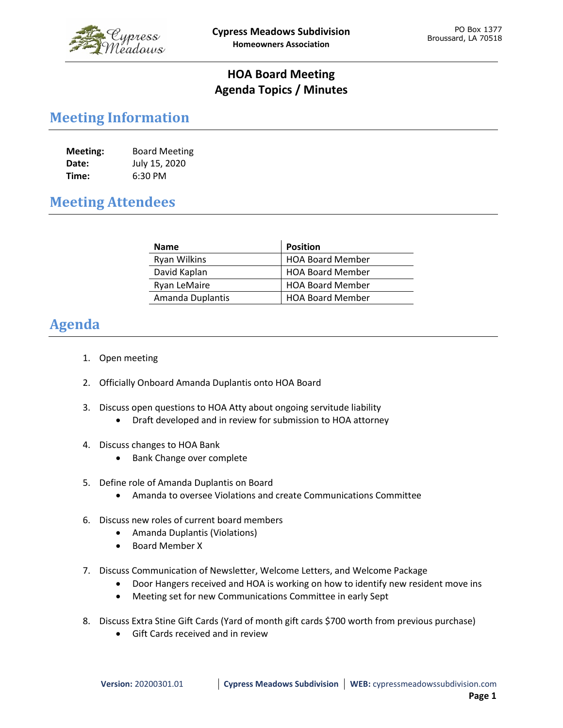**Cypress Meadows Subdivision**
**Homeowners Association**

PO Box 1377
Broussard, LA 70518

# HOA Board Meeting
# Agenda Topics / Minutes

## Meeting Information

**Meeting:** Board Meeting
**Date:** July 15, 2020
**Time:** 6:30 PM

## Meeting Attendees

| Name | Position |
| --- | --- |
| Ryan Wilkins | HOA Board Member |
| David Kaplan | HOA Board Member |
| Ryan LeMaire | HOA Board Member |
| Amanda Duplantis | HOA Board Member |

## Agenda

1. Open meeting

2. Officially Onboard Amanda Duplantis onto HOA Board

3. Discuss open questions to HOA Atty about ongoing servitude liability
   - Draft developed and in review for submission to HOA attorney

4. Discuss changes to HOA Bank
   - Bank Change over complete

5. Define role of Amanda Duplantis on Board
   - Amanda to oversee Violations and create Communications Committee

6. Discuss new roles of current board members
   - Amanda Duplantis (Violations)
   - Board Member X

7. Discuss Communication of Newsletter, Welcome Letters, and Welcome Package
   - Door Hangers received and HOA is working on how to identify new resident move ins
   - Meeting set for new Communications Committee in early Sept

8. Discuss Extra Stine Gift Cards (Yard of month gift cards $700 worth from previous purchase)
   - Gift Cards received and in review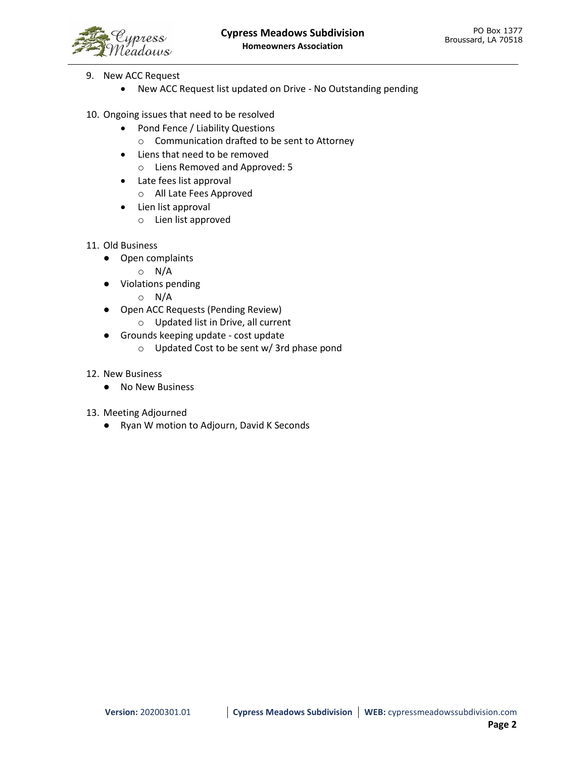9. New ACC Request
    - New ACC Request list updated on Drive - No Outstanding pending

10. Ongoing issues that need to be resolved
    - Pond Fence / Liability Questions
        - Communication drafted to be sent to Attorney
    - Liens that need to be removed
        - Liens Removed and Approved: 5
    - Late fees list approval
        - All Late Fees Approved
    - Lien list approval
        - Lien list approved

11. Old Business
    - Open complaints
        - N/A
    - Violations pending
        - N/A
    - Open ACC Requests (Pending Review)
        - Updated list in Drive, all current
    - Grounds keeping update - cost update
        - Updated Cost to be sent w/ 3rd phase pond

12. New Business
    - No New Business

13. Meeting Adjourned
    - Ryan W motion to Adjourn, David K Seconds